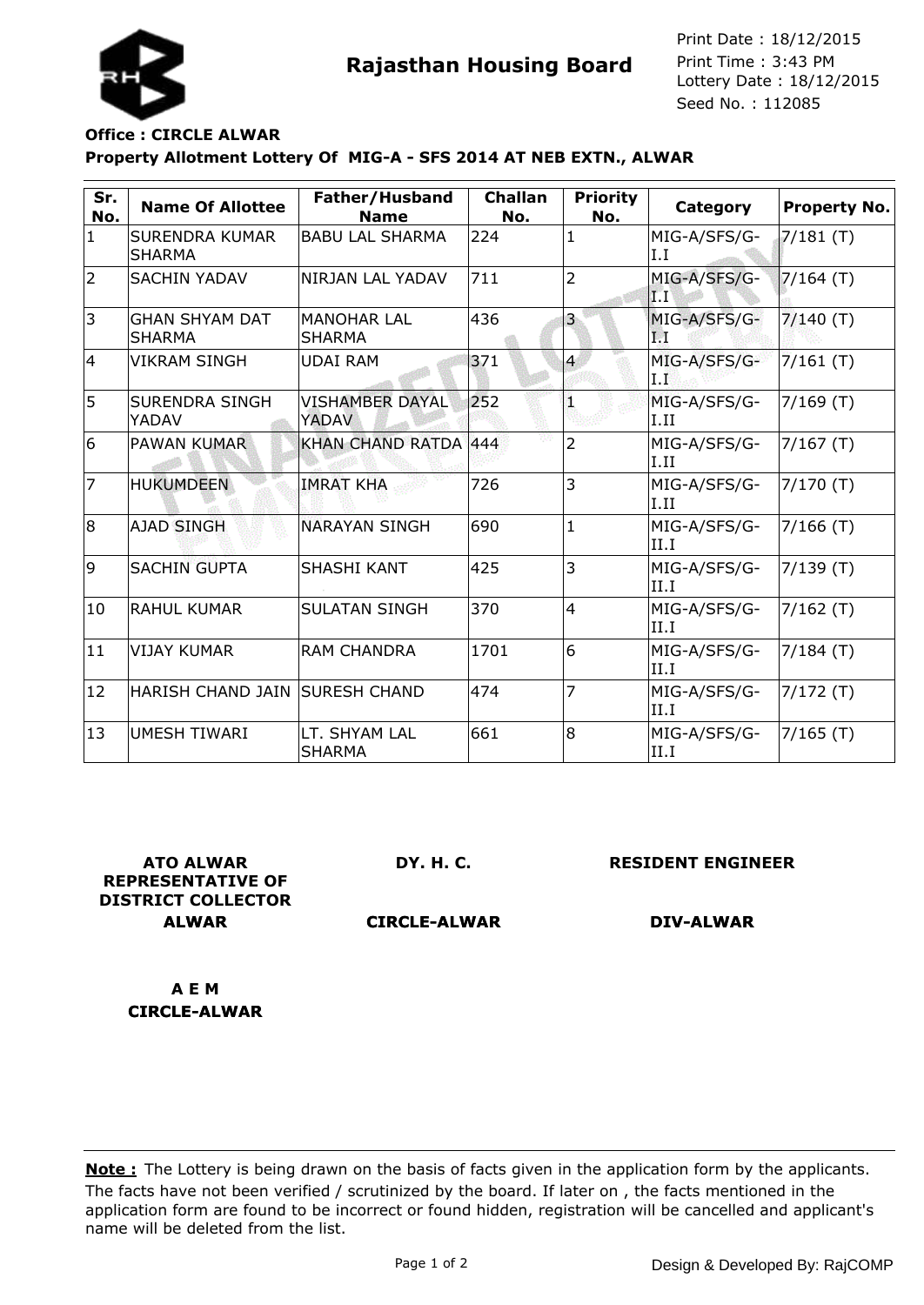# Rajasthan Housing Board

Print Date : 18/12/2015
Print Time : 3:43 PM
Lottery Date : 18/12/2015
Seed No. : 112085

**Office : CIRCLE ALWAR**

**Property Allotment Lottery Of MIG-A - SFS 2014 AT NEB EXTN., ALWAR**

| Sr. No. | Name Of Allottee | Father/Husband Name | Challan No. | Priority No. | Category | Property No. |
|---|---|---|---|---|---|---|
| 1 | SURENDRA KUMAR SHARMA | BABU LAL SHARMA | 224 | 1 | MIG-A/SFS/G-I.I | 7/181 (T) |
| 2 | SACHIN YADAV | NIRJAN LAL YADAV | 711 | 2 | MIG-A/SFS/G-I.I | 7/164 (T) |
| 3 | GHAN SHYAM DAT SHARMA | MANOHAR LAL SHARMA | 436 | 3 | MIG-A/SFS/G-I.I | 7/140 (T) |
| 4 | VIKRAM SINGH | UDAI RAM | 371 | 4 | MIG-A/SFS/G-I.I | 7/161 (T) |
| 5 | SURENDRA SINGH YADAV | VISHAMBER DAYAL YADAV | 252 | 1 | MIG-A/SFS/G-I.II | 7/169 (T) |
| 6 | PAWAN KUMAR | KHAN CHAND RATDA | 444 | 2 | MIG-A/SFS/G-I.II | 7/167 (T) |
| 7 | HUKUMDEEN | IMRAT KHA | 726 | 3 | MIG-A/SFS/G-I.II | 7/170 (T) |
| 8 | AJAD SINGH | NARAYAN SINGH | 690 | 1 | MIG-A/SFS/G-II.I | 7/166 (T) |
| 9 | SACHIN GUPTA | SHASHI KANT | 425 | 3 | MIG-A/SFS/G-II.I | 7/139 (T) |
| 10 | RAHUL KUMAR | SULATAN SINGH | 370 | 4 | MIG-A/SFS/G-II.I | 7/162 (T) |
| 11 | VIJAY KUMAR | RAM CHANDRA | 1701 | 6 | MIG-A/SFS/G-II.I | 7/184 (T) |
| 12 | HARISH CHAND JAIN | SURESH CHAND | 474 | 7 | MIG-A/SFS/G-II.I | 7/172 (T) |
| 13 | UMESH TIWARI | LT. SHYAM LAL SHARMA | 661 | 8 | MIG-A/SFS/G-II.I | 7/165 (T) |

**ATO ALWAR REPRESENTATIVE OF DISTRICT COLLECTOR ALWAR**

**DY. H. C. CIRCLE-ALWAR**

**RESIDENT ENGINEER DIV-ALWAR**

**A E M CIRCLE-ALWAR**

**Note :** The Lottery is being drawn on the basis of facts given in the application form by the applicants. The facts have not been verified / scrutinized by the board. If later on , the facts mentioned in the application form are found to be incorrect or found hidden, registration will be cancelled and applicant's name will be deleted from the list.

Design & Developed By: RajCOMP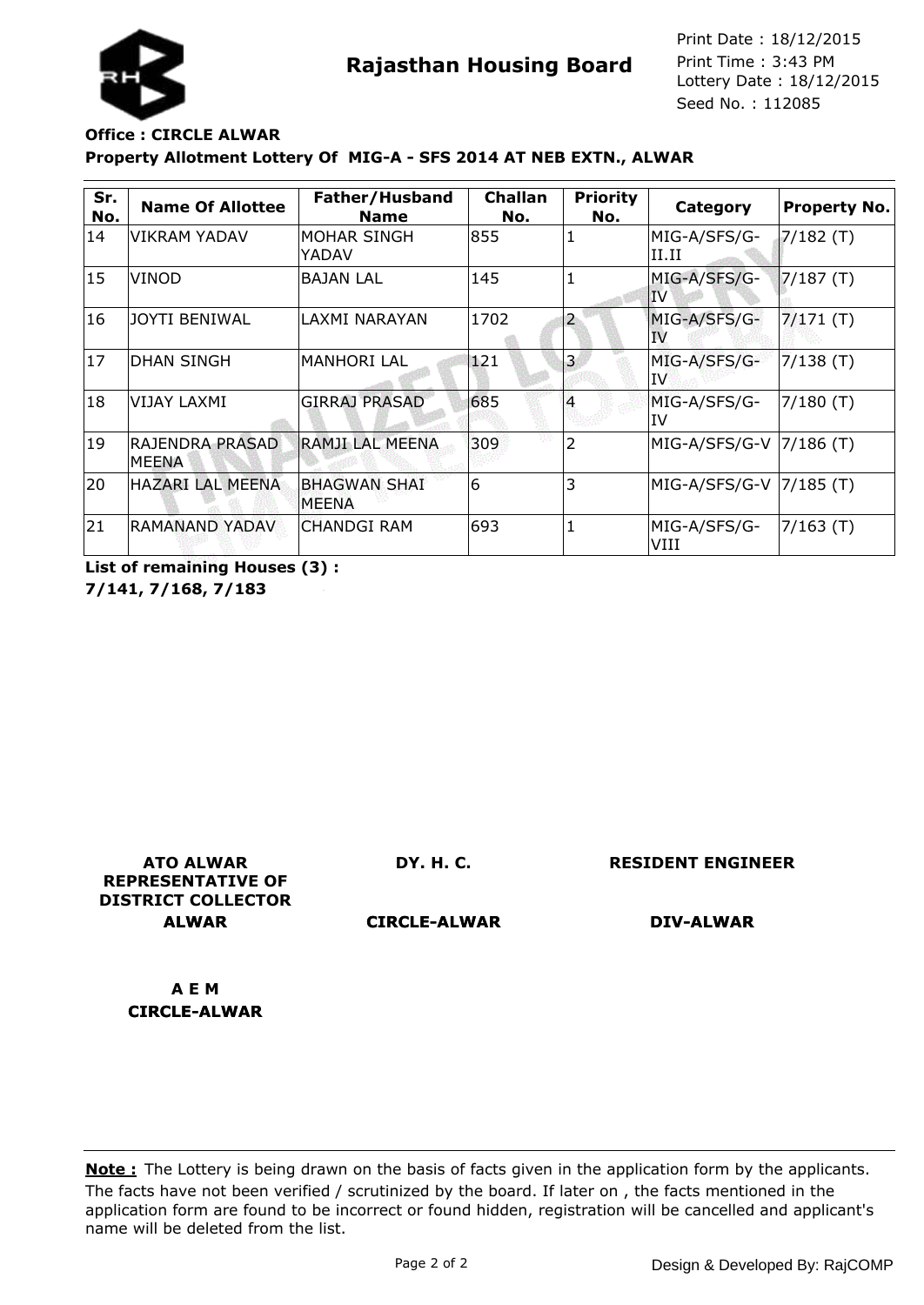# Rajasthan Housing Board

Print Date : 18/12/2015
Print Time : 3:43 PM
Lottery Date : 18/12/2015
Seed No. : 112085

**Office : CIRCLE ALWAR**

**Property Allotment Lottery Of MIG-A - SFS 2014 AT NEB EXTN., ALWAR**

| Sr. No. | Name Of Allottee | Father/Husband Name | Challan No. | Priority No. | Category | Property No. |
|---|---|---|---|---|---|---|
| 14 | VIKRAM YADAV | MOHAR SINGH YADAV | 855 | 1 | MIG-A/SFS/G-II.II | 7/182 (T) |
| 15 | VINOD | BAJAN LAL | 145 | 1 | MIG-A/SFS/G-IV | 7/187 (T) |
| 16 | JOYTI BENIWAL | LAXMI NARAYAN | 1702 | 2 | MIG-A/SFS/G-IV | 7/171 (T) |
| 17 | DHAN SINGH | MANHORI LAL | 121 | 3 | MIG-A/SFS/G-IV | 7/138 (T) |
| 18 | VIJAY LAXMI | GIRRAJ PRASAD | 685 | 4 | MIG-A/SFS/G-IV | 7/180 (T) |
| 19 | RAJENDRA PRASAD MEENA | RAMJI LAL MEENA | 309 | 2 | MIG-A/SFS/G-V | 7/186 (T) |
| 20 | HAZARI LAL MEENA | BHAGWAN SHAI MEENA | 6 | 3 | MIG-A/SFS/G-V | 7/185 (T) |
| 21 | RAMANAND YADAV | CHANDGI RAM | 693 | 1 | MIG-A/SFS/G-VIII | 7/163 (T) |

**List of remaining Houses (3) :**
**7/141, 7/168, 7/183**

**ATO ALWAR REPRESENTATIVE OF DISTRICT COLLECTOR ALWAR**

**DY. H. C. CIRCLE-ALWAR**

**RESIDENT ENGINEER DIV-ALWAR**

**A E M CIRCLE-ALWAR**

**Note :** The Lottery is being drawn on the basis of facts given in the application form by the applicants. The facts have not been verified / scrutinized by the board. If later on , the facts mentioned in the application form are found to be incorrect or found hidden, registration will be cancelled and applicant's name will be deleted from the list.

Design & Developed By: RajCOMP